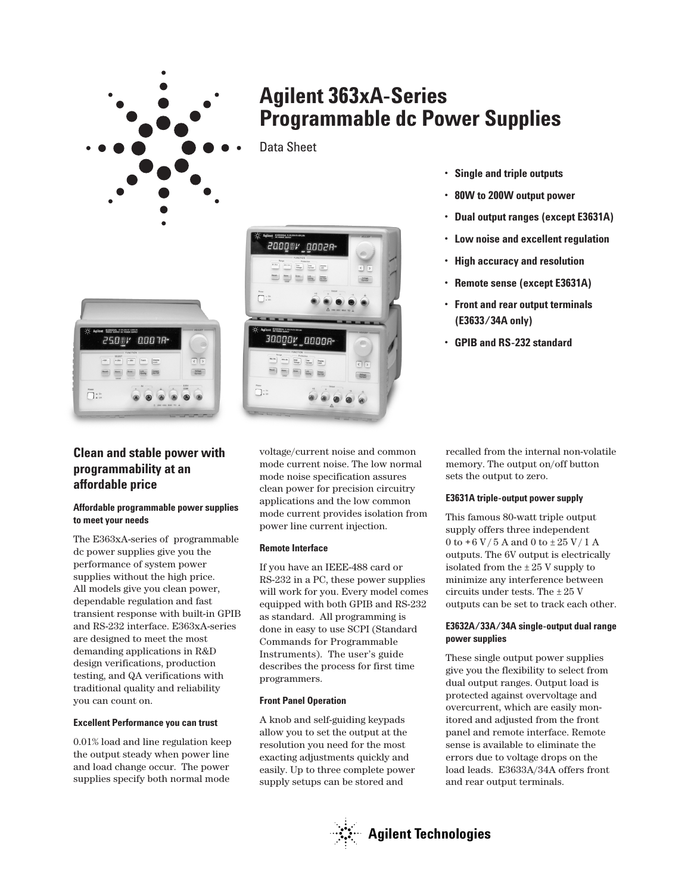# Agilent 363xA-Series Programmable dc Power Supplies

Data Sheet

- Single and triple outputs
- 80W to 200W output power
- Dual output ranges (except E3631A)
- Low noise and excellent regulation
- High accuracy and resolution
- Remote sense (except E3631A)
- Front and rear output terminals (E3633/34A only)
- GPIB and RS-232 standard

## Clean and stable power with programmability at an affordable price

### Affordable programmable power supplies to meet your needs

The E363xA-series of programmable dc power supplies give you the performance of system power supplies without the high price. All models give you clean power, dependable regulation and fast transient response with built-in GPIB and RS-232 interface. E363xA-series are designed to meet the most demanding applications in R&D design verifications, production testing, and QA verifications with traditional quality and reliability you can count on.

### Excellent Performance you can trust

0.01% load and line regulation keep the output steady when power line and load change occur. The power supplies specify both normal mode voltage/current noise and common mode current noise. The low normal mode noise specification assures clean power for precision circuitry applications and the low common mode current provides isolation from power line current injection.

### Remote Interface

If you have an IEEE-488 card or RS-232 in a PC, these power supplies will work for you. Every model comes equipped with both GPIB and RS-232 as standard. All programming is done in easy to use SCPI (Standard Commands for Programmable Instruments). The user's guide describes the process for first time programmers.

### Front Panel Operation

A knob and self-guiding keypads allow you to set the output at the resolution you need for the most exacting adjustments quickly and easily. Up to three complete power supply setups can be stored and recalled from the internal non-volatile memory. The output on/off button sets the output to zero.

### E3631A triple-output power supply

This famous 80-watt triple output supply offers three independent 0 to +6 V/5 A and 0 to ± 25 V/1 A outputs. The 6V output is electrically isolated from the ± 25 V supply to minimize any interference between circuits under tests. The ± 25 V outputs can be set to track each other.

### E3632A/33A/34A single-output dual range power supplies

These single output power supplies give you the flexibility to select from dual output ranges. Output load is protected against overvoltage and overcurrent, which are easily monitored and adjusted from the front panel and remote interface. Remote sense is available to eliminate the errors due to voltage drops on the load leads. E3633A/34A offers front and rear output terminals.

Agilent Technologies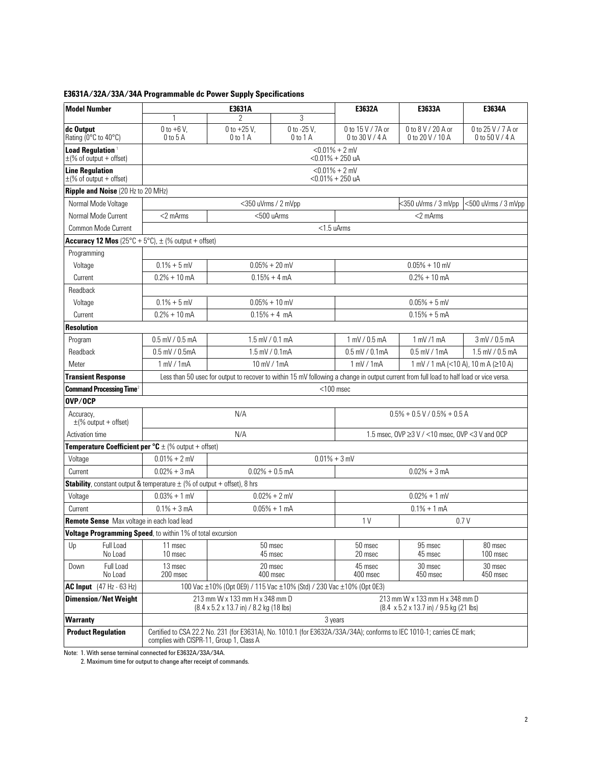**E3631A/32A/33A/34A Programmable dc Power Supply Specifications**

| Model Number | E3631A | | | E3632A | E3633A | E3634A |
|---|---|---|---|---|---|---|
| | 1 | 2 | 3 | | | |
| **dc Output** Rating (0°C to 40°C) | 0 to +6 V, 0 to 5 A | 0 to +25 V, 0 to 1 A | 0 to -25 V, 0 to 1 A | 0 to 15 V / 7A or 0 to 30 V / 4 A | 0 to 8 V / 20 A or 0 to 20 V / 10 A | 0 to 25 V / 7 A or 0 to 50 V / 4 A |
| **Load Regulation**[1] ±(% of output + offset) | <0.01% + 2 mV <0.01% + 250 uA | | | | | |
| **Line Regulation** ±(% of output + offset) | <0.01% + 2 mV <0.01% + 250 uA | | | | | |
| **Ripple and Noise** (20 Hz to 20 MHz) | | | | | | |
| Normal Mode Voltage | <350 uVrms / 2 mVpp | | | | <350 uVrms / 3 mVpp | <500 uVrms / 3 mVpp |
| Normal Mode Current | <2 mArms | <500 uArms | | <2 mArms | | |
| Common Mode Current | <1.5 uArms | | | | | |
| **Accuracy 12 Mos** (25°C + 5°C), ± (% output + offset) | | | | | | |
| Programming | | | | | | |
| Voltage | 0.1% + 5 mV | 0.05% + 20 mV | | 0.05% + 10 mV | | |
| Current | 0.2% + 10 mA | 0.15% + 4 mA | | 0.2% + 10 mA | | |
| Readback | | | | | | |
| Voltage | 0.1% + 5 mV | 0.05% + 10 mV | | 0.05% + 5 mV | | |
| Current | 0.2% + 10 mA | 0.15% + 4 mA | | 0.15% + 5 mA | | |
| **Resolution** | | | | | | |
| Program | 0.5 mV / 0.5 mA | 1.5 mV / 0.1 mA | | 1 mV / 0.5 mA | 1 mV /1 mA | 3 mV / 0.5 mA |
| Readback | 0.5 mV / 0.5mA | 1.5 mV / 0.1mA | | 0.5 mV / 0.1mA | 0.5 mV / 1mA | 1.5 mV / 0.5 mA |
| Meter | 1 mV / 1mA | 10 mV / 1mA | | 1 mV / 1mA | 1 mV / 1 mA (<10 A), 10 m A (≥10 A) | |
| **Transient Response** | Less than 50 usec for output to recover to within 15 mV following a change in output current from full load to half load or vice versa. | | | | | |
| **Command Processing Time**[2] | <100 msec | | | | | |
| **OVP/OCP** | | | | | | |
| Accuracy, ±(% output + offset) | N/A | | | 0.5% + 0.5 V / 0.5% + 0.5 A | | |
| Activation time | N/A | | | 1.5 msec, OVP ≥3 V / <10 msec, OVP <3 V and OCP | | |
| **Temperature Coefficient per °C** ± (% output + offset) | | | | | | |
| Voltage | 0.01% + 2 mV | 0.01% + 3 mV | | | | |
| Current | 0.02% + 3 mA | 0.02% + 0.5 mA | | 0.02% + 3 mA | | |
| **Stability**, constant output & temperature ± (% of output + offset), 8 hrs | | | | | | |
| Voltage | 0.03% + 1 mV | 0.02% + 2 mV | | 0.02% + 1 mV | | |
| Current | 0.1% + 3 mA | 0.05% + 1 mA | | 0.1% + 1 mA | | |
| **Remote Sense** Max voltage in each load lead | | | | 1 V | 0.7 V | |
| **Voltage Programming Speed**, to within 1% of total excursion | | | | | | |
| Up — Full Load / No Load | 11 msec / 10 msec | 50 msec / 45 msec | | 50 msec / 20 msec | 95 msec / 45 msec | 80 msec / 100 msec |
| Down — Full Load / No Load | 13 msec / 200 msec | 20 msec / 400 msec | | 45 msec / 400 msec | 30 msec / 450 msec | 30 msec / 450 msec |
| **AC Input** (47 Hz - 63 Hz) | 100 Vac ±10% (Opt 0E9) / 115 Vac ±10% (Std) / 230 Vac ±10% (Opt 0E3) | | | | | |
| **Dimension/Net Weight** | 213 mm W x 133 mm H x 348 mm D (8.4 x 5.2 x 13.7 in) / 8.2 kg (18 lbs) | | | 213 mm W x 133 mm H x 348 mm D (8.4 x 5.2 x 13.7 in) / 9.5 kg (21 lbs) | | |
| **Warranty** | 3 years | | | | | |
| **Product Regulation** | Certified to CSA 22.2 No. 231 (for E3631A), No. 1010.1 (for E3632A/33A/34A); conforms to IEC 1010-1; carries CE mark; complies with CISPR-11, Group 1, Class A | | | | | |

Note: 1. With sense terminal connected for E3632A/33A/34A.
2. Maximum time for output to change after receipt of commands.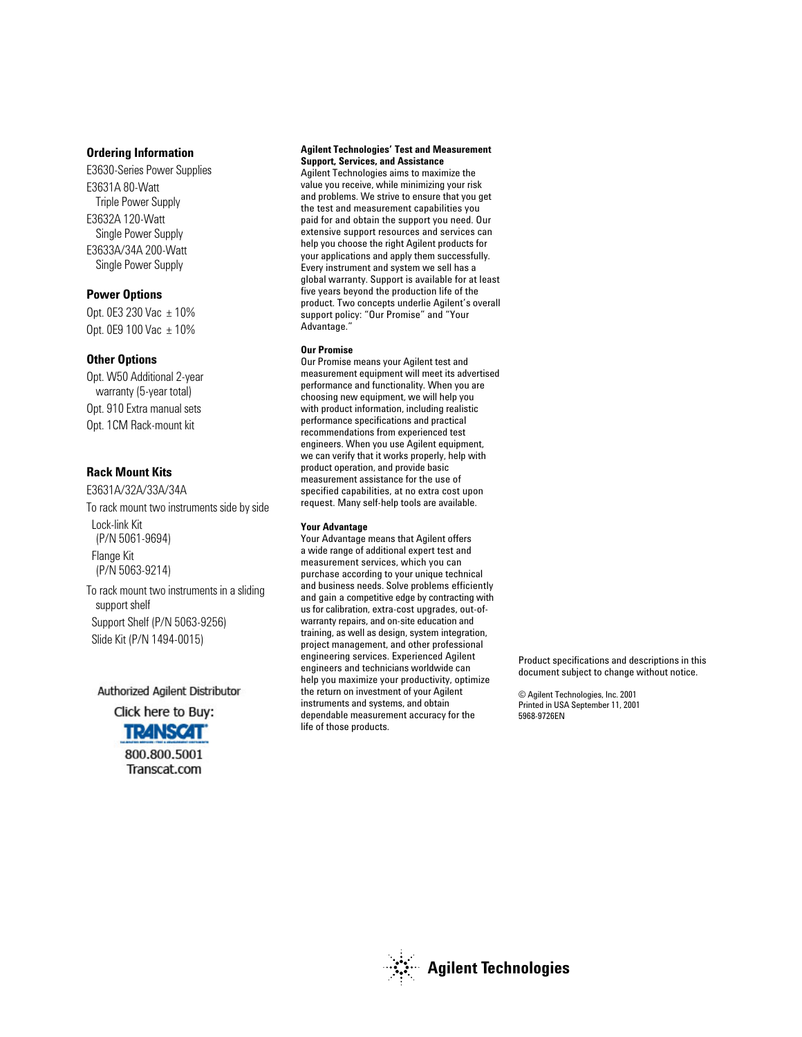## Ordering Information

E3630-Series Power Supplies

E3631A 80-Watt
Triple Power Supply

E3632A 120-Watt
Single Power Supply

E3633A/34A 200-Watt
Single Power Supply

## Power Options

Opt. 0E3 230 Vac ± 10%

Opt. 0E9 100 Vac ± 10%

## Other Options

Opt. W50 Additional 2-year warranty (5-year total)

Opt. 910 Extra manual sets

Opt. 1CM Rack-mount kit

## Rack Mount Kits

E3631A/32A/33A/34A

To rack mount two instruments side by side

Lock-link Kit
(P/N 5061-9694)

Flange Kit
(P/N 5063-9214)

To rack mount two instruments in a sliding support shelf

Support Shelf (P/N 5063-9256)

Slide Kit (P/N 1494-0015)

Authorized Agilent Distributor

Click here to Buy:

TRANSCAT

800.800.5001

Transcat.com

### Agilent Technologies' Test and Measurement Support, Services, and Assistance

Agilent Technologies aims to maximize the value you receive, while minimizing your risk and problems. We strive to ensure that you get the test and measurement capabilities you paid for and obtain the support you need. Our extensive support resources and services can help you choose the right Agilent products for your applications and apply them successfully. Every instrument and system we sell has a global warranty. Support is available for at least five years beyond the production life of the product. Two concepts underlie Agilent's overall support policy: "Our Promise" and "Your Advantage."

### Our Promise

Our Promise means your Agilent test and measurement equipment will meet its advertised performance and functionality. When you are choosing new equipment, we will help you with product information, including realistic performance specifications and practical recommendations from experienced test engineers. When you use Agilent equipment, we can verify that it works properly, help with product operation, and provide basic measurement assistance for the use of specified capabilities, at no extra cost upon request. Many self-help tools are available.

### Your Advantage

Your Advantage means that Agilent offers a wide range of additional expert test and measurement services, which you can purchase according to your unique technical and business needs. Solve problems efficiently and gain a competitive edge by contracting with us for calibration, extra-cost upgrades, out-of-warranty repairs, and on-site education and training, as well as design, system integration, project management, and other professional engineering services. Experienced Agilent engineers and technicians worldwide can help you maximize your productivity, optimize the return on investment of your Agilent instruments and systems, and obtain dependable measurement accuracy for the life of those products.

Product specifications and descriptions in this document subject to change without notice.

© Agilent Technologies, Inc. 2001
Printed in USA September 11, 2001
5968-9726EN

Agilent Technologies